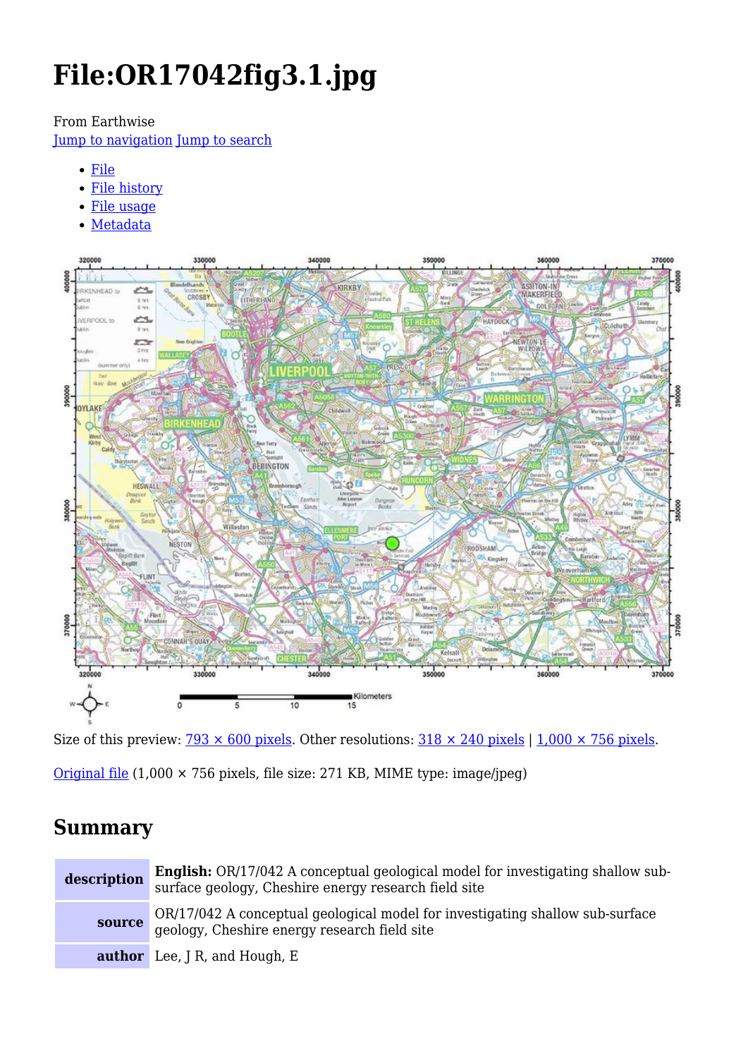# File:OR17042fig3.1.jpg

From Earthwise

Jump to navigation Jump to search

- File
- File history
- File usage
- Metadata

Size of this preview: 793 × 600 pixels. Other resolutions: 318 × 240 pixels | 1,000 × 756 pixels.

Original file (1,000 × 756 pixels, file size: 271 KB, MIME type: image/jpeg)

## Summary

| | |
|---|---|
| **description** | **English:** OR/17/042 A conceptual geological model for investigating shallow sub-surface geology, Cheshire energy research field site |
| **source** | OR/17/042 A conceptual geological model for investigating shallow sub-surface geology, Cheshire energy research field site |
| **author** | Lee, J R, and Hough, E |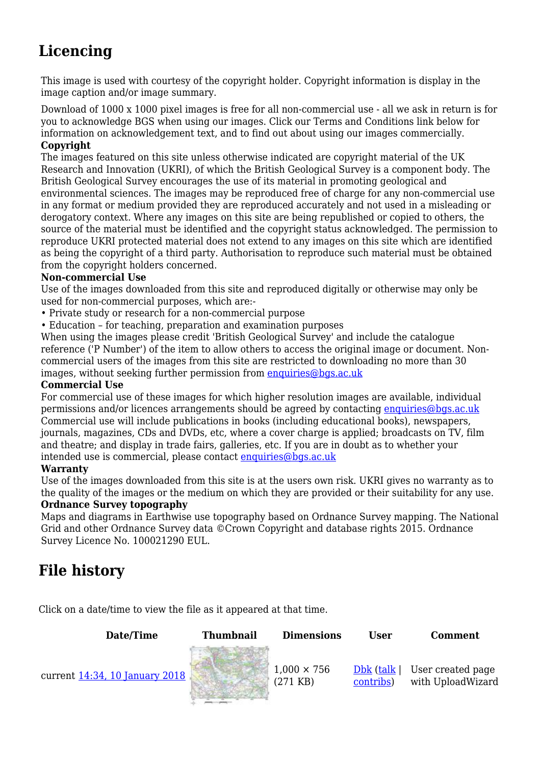## Licencing

This image is used with courtesy of the copyright holder. Copyright information is display in the image caption and/or image summary.

Download of 1000 x 1000 pixel images is free for all non-commercial use - all we ask in return is for you to acknowledge BGS when using our images. Click our Terms and Conditions link below for information on acknowledgement text, and to find out about using our images commercially.

**Copyright**

The images featured on this site unless otherwise indicated are copyright material of the UK Research and Innovation (UKRI), of which the British Geological Survey is a component body. The British Geological Survey encourages the use of its material in promoting geological and environmental sciences. The images may be reproduced free of charge for any non-commercial use in any format or medium provided they are reproduced accurately and not used in a misleading or derogatory context. Where any images on this site are being republished or copied to others, the source of the material must be identified and the copyright status acknowledged. The permission to reproduce UKRI protected material does not extend to any images on this site which are identified as being the copyright of a third party. Authorisation to reproduce such material must be obtained from the copyright holders concerned.

**Non-commercial Use**

Use of the images downloaded from this site and reproduced digitally or otherwise may only be used for non-commercial purposes, which are:-

- Private study or research for a non-commercial purpose
- Education – for teaching, preparation and examination purposes

When using the images please credit 'British Geological Survey' and include the catalogue reference ('P Number') of the item to allow others to access the original image or document. Non-commercial users of the images from this site are restricted to downloading no more than 30 images, without seeking further permission from enquiries@bgs.ac.uk

**Commercial Use**

For commercial use of these images for which higher resolution images are available, individual permissions and/or licences arrangements should be agreed by contacting enquiries@bgs.ac.uk Commercial use will include publications in books (including educational books), newspapers, journals, magazines, CDs and DVDs, etc, where a cover charge is applied; broadcasts on TV, film and theatre; and display in trade fairs, galleries, etc. If you are in doubt as to whether your intended use is commercial, please contact enquiries@bgs.ac.uk

**Warranty**

Use of the images downloaded from this site is at the users own risk. UKRI gives no warranty as to the quality of the images or the medium on which they are provided or their suitability for any use.

**Ordnance Survey topography**

Maps and diagrams in Earthwise use topography based on Ordnance Survey mapping. The National Grid and other Ordnance Survey data ©Crown Copyright and database rights 2015. Ordnance Survey Licence No. 100021290 EUL.

## File history

Click on a date/time to view the file as it appeared at that time.

| | Date/Time | Thumbnail | Dimensions | User | Comment |
|---|---|---|---|---|---|
| current | 14:34, 10 January 2018 | | 1,000 × 756 (271 KB) | Dbk (talk \| contribs) | User created page with UploadWizard |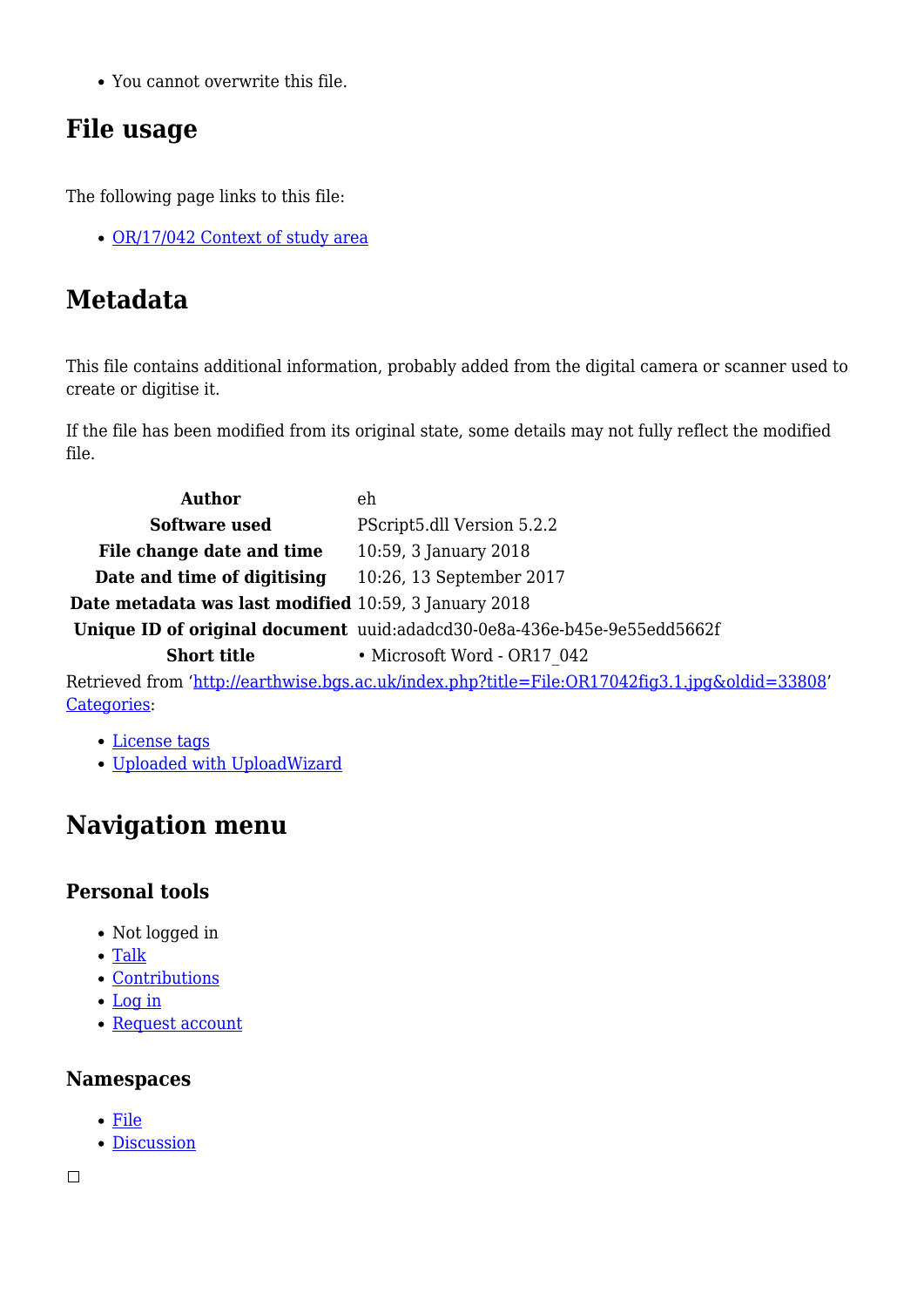- You cannot overwrite this file.

## File usage

The following page links to this file:

- [OR/17/042 Context of study area]()

## Metadata

This file contains additional information, probably added from the digital camera or scanner used to create or digitise it.

If the file has been modified from its original state, some details may not fully reflect the modified file.

| | |
|---|---|
| **Author** | eh |
| **Software used** | PScript5.dll Version 5.2.2 |
| **File change date and time** | 10:59, 3 January 2018 |
| **Date and time of digitising** | 10:26, 13 September 2017 |
| **Date metadata was last modified** | 10:59, 3 January 2018 |
| **Unique ID of original document** | uuid:adadcd30-0e8a-436e-b45e-9e55edd5662f |
| **Short title** | • Microsoft Word - OR17_042 |

Retrieved from 'http://earthwise.bgs.ac.uk/index.php?title=File:OR17042fig3.1.jpg&oldid=33808'
Categories:

- License tags
- Uploaded with UploadWizard

## Navigation menu

### Personal tools

- Not logged in
- Talk
- Contributions
- Log in
- Request account

### Namespaces

- File
- Discussion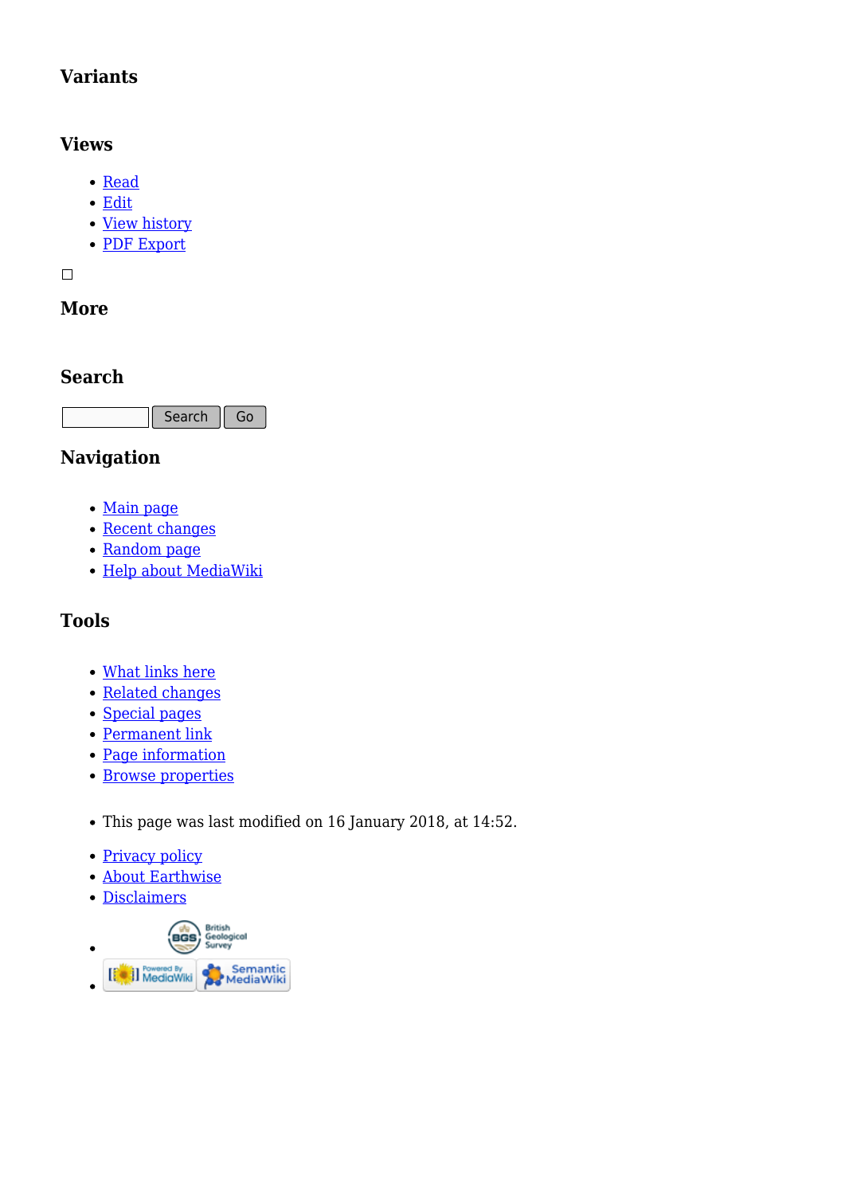### Variants

### Views

- Read
- Edit
- View history
- PDF Export

### More

### Search

Search Go

### Navigation

- Main page
- Recent changes
- Random page
- Help about MediaWiki

### Tools

- What links here
- Related changes
- Special pages
- Permanent link
- Page information
- Browse properties

- This page was last modified on 16 January 2018, at 14:52.

- Privacy policy
- About Earthwise
- Disclaimers